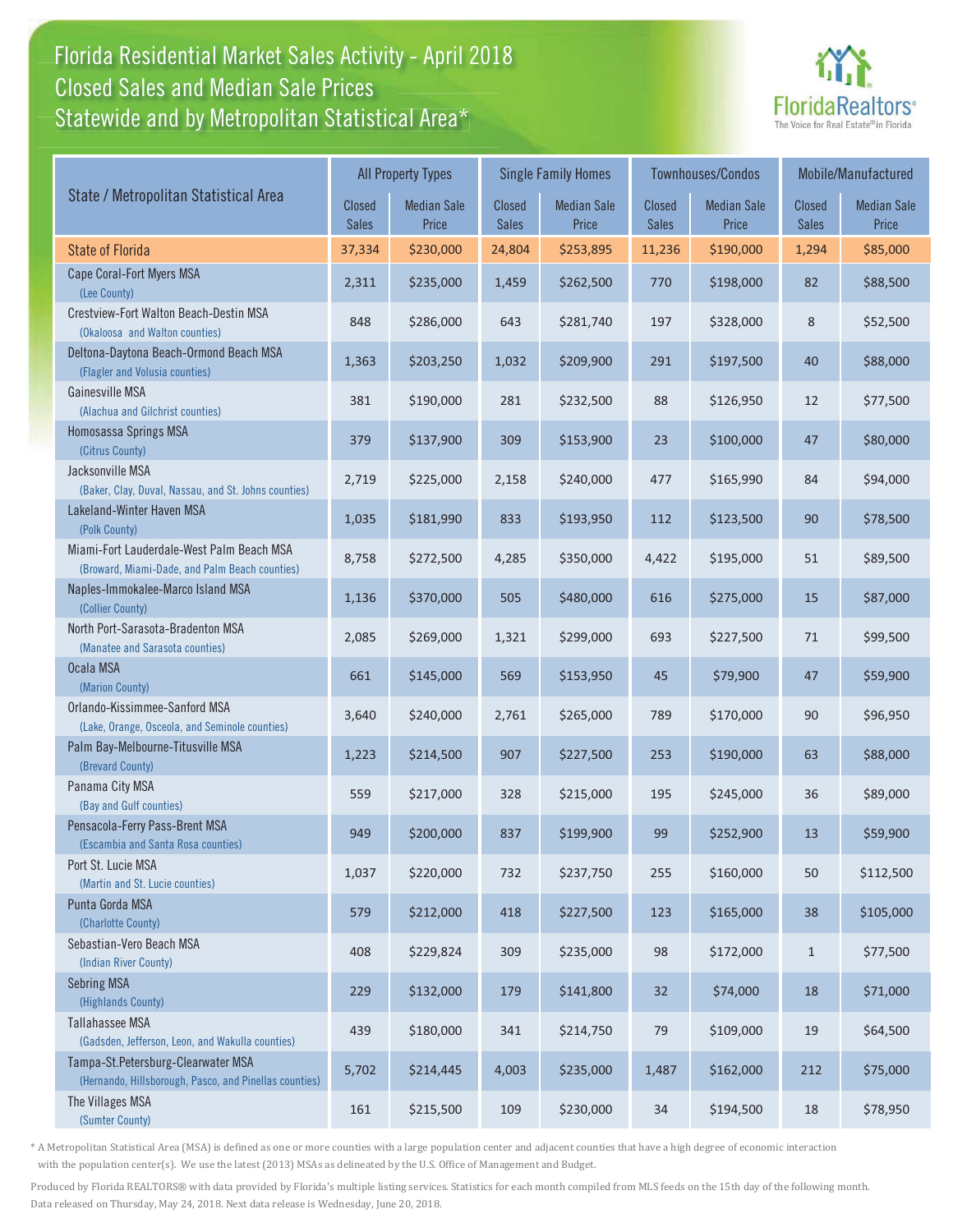# Florida Residential Market Sales Activity - April 2018
## Closed Sales and Median Sale Prices
## Statewide and by Metropolitan Statistical Area*

FloridaRealtors® The Voice for Real Estate® in Florida

| State / Metropolitan Statistical Area | All Property Types | | Single Family Homes | | Townhouses/Condos | | Mobile/Manufactured | |
|---|---|---|---|---|---|---|---|---|
| | Closed Sales | Median Sale Price | Closed Sales | Median Sale Price | Closed Sales | Median Sale Price | Closed Sales | Median Sale Price |
| State of Florida | 37,334 | $230,000 | 24,804 | $253,895 | 11,236 | $190,000 | 1,294 | $85,000 |
| Cape Coral-Fort Myers MSA (Lee County) | 2,311 | $235,000 | 1,459 | $262,500 | 770 | $198,000 | 82 | $88,500 |
| Crestview-Fort Walton Beach-Destin MSA (Okaloosa and Walton counties) | 848 | $286,000 | 643 | $281,740 | 197 | $328,000 | 8 | $52,500 |
| Deltona-Daytona Beach-Ormond Beach MSA (Flagler and Volusia counties) | 1,363 | $203,250 | 1,032 | $209,900 | 291 | $197,500 | 40 | $88,000 |
| Gainesville MSA (Alachua and Gilchrist counties) | 381 | $190,000 | 281 | $232,500 | 88 | $126,950 | 12 | $77,500 |
| Homosassa Springs MSA (Citrus County) | 379 | $137,900 | 309 | $153,900 | 23 | $100,000 | 47 | $80,000 |
| Jacksonville MSA (Baker, Clay, Duval, Nassau, and St. Johns counties) | 2,719 | $225,000 | 2,158 | $240,000 | 477 | $165,990 | 84 | $94,000 |
| Lakeland-Winter Haven MSA (Polk County) | 1,035 | $181,990 | 833 | $193,950 | 112 | $123,500 | 90 | $78,500 |
| Miami-Fort Lauderdale-West Palm Beach MSA (Broward, Miami-Dade, and Palm Beach counties) | 8,758 | $272,500 | 4,285 | $350,000 | 4,422 | $195,000 | 51 | $89,500 |
| Naples-Immokalee-Marco Island MSA (Collier County) | 1,136 | $370,000 | 505 | $480,000 | 616 | $275,000 | 15 | $87,000 |
| North Port-Sarasota-Bradenton MSA (Manatee and Sarasota counties) | 2,085 | $269,000 | 1,321 | $299,000 | 693 | $227,500 | 71 | $99,500 |
| Ocala MSA (Marion County) | 661 | $145,000 | 569 | $153,950 | 45 | $79,900 | 47 | $59,900 |
| Orlando-Kissimmee-Sanford MSA (Lake, Orange, Osceola, and Seminole counties) | 3,640 | $240,000 | 2,761 | $265,000 | 789 | $170,000 | 90 | $96,950 |
| Palm Bay-Melbourne-Titusville MSA (Brevard County) | 1,223 | $214,500 | 907 | $227,500 | 253 | $190,000 | 63 | $88,000 |
| Panama City MSA (Bay and Gulf counties) | 559 | $217,000 | 328 | $215,000 | 195 | $245,000 | 36 | $89,000 |
| Pensacola-Ferry Pass-Brent MSA (Escambia and Santa Rosa counties) | 949 | $200,000 | 837 | $199,900 | 99 | $252,900 | 13 | $59,900 |
| Port St. Lucie MSA (Martin and St. Lucie counties) | 1,037 | $220,000 | 732 | $237,750 | 255 | $160,000 | 50 | $112,500 |
| Punta Gorda MSA (Charlotte County) | 579 | $212,000 | 418 | $227,500 | 123 | $165,000 | 38 | $105,000 |
| Sebastian-Vero Beach MSA (Indian River County) | 408 | $229,824 | 309 | $235,000 | 98 | $172,000 | 1 | $77,500 |
| Sebring MSA (Highlands County) | 229 | $132,000 | 179 | $141,800 | 32 | $74,000 | 18 | $71,000 |
| Tallahassee MSA (Gadsden, Jefferson, Leon, and Wakulla counties) | 439 | $180,000 | 341 | $214,750 | 79 | $109,000 | 19 | $64,500 |
| Tampa-St.Petersburg-Clearwater MSA (Hernando, Hillsborough, Pasco, and Pinellas counties) | 5,702 | $214,445 | 4,003 | $235,000 | 1,487 | $162,000 | 212 | $75,000 |
| The Villages MSA (Sumter County) | 161 | $215,500 | 109 | $230,000 | 34 | $194,500 | 18 | $78,950 |

* A Metropolitan Statistical Area (MSA) is defined as one or more counties with a large population center and adjacent counties that have a high degree of economic interaction with the population center(s). We use the latest (2013) MSAs as delineated by the U.S. Office of Management and Budget.

Produced by Florida REALTORS® with data provided by Florida's multiple listing services. Statistics for each month compiled from MLS feeds on the 15th day of the following month. Data released on Thursday, May 24, 2018. Next data release is Wednesday, June 20, 2018.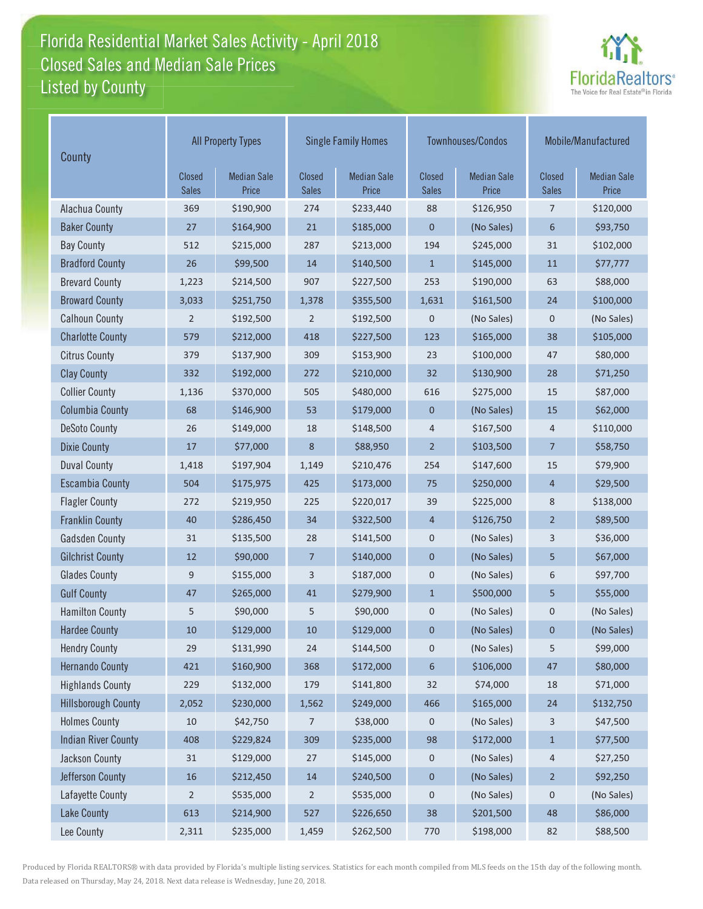# Florida Residential Market Sales Activity - April 2018
## Closed Sales and Median Sale Prices
## Listed by County

| County | All Property Types | | Single Family Homes | | Townhouses/Condos | | Mobile/Manufactured | |
|---|---|---|---|---|---|---|---|---|
| | Closed Sales | Median Sale Price | Closed Sales | Median Sale Price | Closed Sales | Median Sale Price | Closed Sales | Median Sale Price |
| Alachua County | 369 | $190,900 | 274 | $233,440 | 88 | $126,950 | 7 | $120,000 |
| Baker County | 27 | $164,900 | 21 | $185,000 | 0 | (No Sales) | 6 | $93,750 |
| Bay County | 512 | $215,000 | 287 | $213,000 | 194 | $245,000 | 31 | $102,000 |
| Bradford County | 26 | $99,500 | 14 | $140,500 | 1 | $145,000 | 11 | $77,777 |
| Brevard County | 1,223 | $214,500 | 907 | $227,500 | 253 | $190,000 | 63 | $88,000 |
| Broward County | 3,033 | $251,750 | 1,378 | $355,500 | 1,631 | $161,500 | 24 | $100,000 |
| Calhoun County | 2 | $192,500 | 2 | $192,500 | 0 | (No Sales) | 0 | (No Sales) |
| Charlotte County | 579 | $212,000 | 418 | $227,500 | 123 | $165,000 | 38 | $105,000 |
| Citrus County | 379 | $137,900 | 309 | $153,900 | 23 | $100,000 | 47 | $80,000 |
| Clay County | 332 | $192,000 | 272 | $210,000 | 32 | $130,900 | 28 | $71,250 |
| Collier County | 1,136 | $370,000 | 505 | $480,000 | 616 | $275,000 | 15 | $87,000 |
| Columbia County | 68 | $146,900 | 53 | $179,000 | 0 | (No Sales) | 15 | $62,000 |
| DeSoto County | 26 | $149,000 | 18 | $148,500 | 4 | $167,500 | 4 | $110,000 |
| Dixie County | 17 | $77,000 | 8 | $88,950 | 2 | $103,500 | 7 | $58,750 |
| Duval County | 1,418 | $197,904 | 1,149 | $210,476 | 254 | $147,600 | 15 | $79,900 |
| Escambia County | 504 | $175,975 | 425 | $173,000 | 75 | $250,000 | 4 | $29,500 |
| Flagler County | 272 | $219,950 | 225 | $220,017 | 39 | $225,000 | 8 | $138,000 |
| Franklin County | 40 | $286,450 | 34 | $322,500 | 4 | $126,750 | 2 | $89,500 |
| Gadsden County | 31 | $135,500 | 28 | $141,500 | 0 | (No Sales) | 3 | $36,000 |
| Gilchrist County | 12 | $90,000 | 7 | $140,000 | 0 | (No Sales) | 5 | $67,000 |
| Glades County | 9 | $155,000 | 3 | $187,000 | 0 | (No Sales) | 6 | $97,700 |
| Gulf County | 47 | $265,000 | 41 | $279,900 | 1 | $500,000 | 5 | $55,000 |
| Hamilton County | 5 | $90,000 | 5 | $90,000 | 0 | (No Sales) | 0 | (No Sales) |
| Hardee County | 10 | $129,000 | 10 | $129,000 | 0 | (No Sales) | 0 | (No Sales) |
| Hendry County | 29 | $131,990 | 24 | $144,500 | 0 | (No Sales) | 5 | $99,000 |
| Hernando County | 421 | $160,900 | 368 | $172,000 | 6 | $106,000 | 47 | $80,000 |
| Highlands County | 229 | $132,000 | 179 | $141,800 | 32 | $74,000 | 18 | $71,000 |
| Hillsborough County | 2,052 | $230,000 | 1,562 | $249,000 | 466 | $165,000 | 24 | $132,750 |
| Holmes County | 10 | $42,750 | 7 | $38,000 | 0 | (No Sales) | 3 | $47,500 |
| Indian River County | 408 | $229,824 | 309 | $235,000 | 98 | $172,000 | 1 | $77,500 |
| Jackson County | 31 | $129,000 | 27 | $145,000 | 0 | (No Sales) | 4 | $27,250 |
| Jefferson County | 16 | $212,450 | 14 | $240,500 | 0 | (No Sales) | 2 | $92,250 |
| Lafayette County | 2 | $535,000 | 2 | $535,000 | 0 | (No Sales) | 0 | (No Sales) |
| Lake County | 613 | $214,900 | 527 | $226,650 | 38 | $201,500 | 48 | $86,000 |
| Lee County | 2,311 | $235,000 | 1,459 | $262,500 | 770 | $198,000 | 82 | $88,500 |

Produced by Florida REALTORS® with data provided by Florida's multiple listing services. Statistics for each month compiled from MLS feeds on the 15th day of the following month. Data released on Thursday, May 24, 2018. Next data release is Wednesday, June 20, 2018.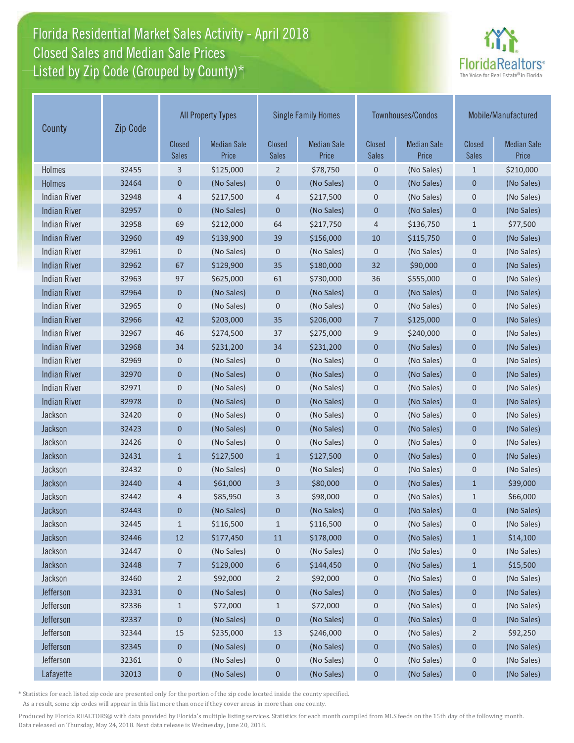# Florida Residential Market Sales Activity - April 2018
## Closed Sales and Median Sale Prices
## Listed by Zip Code (Grouped by County)*

FloridaRealtors® The Voice for Real Estate® in Florida

| County | Zip Code | All Property Types | | Single Family Homes | | Townhouses/Condos | | Mobile/Manufactured | |
|---|---|---|---|---|---|---|---|---|---|
| | | Closed Sales | Median Sale Price | Closed Sales | Median Sale Price | Closed Sales | Median Sale Price | Closed Sales | Median Sale Price |
| Holmes | 32455 | 3 | $125,000 | 2 | $78,750 | 0 | (No Sales) | 1 | $210,000 |
| Holmes | 32464 | 0 | (No Sales) | 0 | (No Sales) | 0 | (No Sales) | 0 | (No Sales) |
| Indian River | 32948 | 4 | $217,500 | 4 | $217,500 | 0 | (No Sales) | 0 | (No Sales) |
| Indian River | 32957 | 0 | (No Sales) | 0 | (No Sales) | 0 | (No Sales) | 0 | (No Sales) |
| Indian River | 32958 | 69 | $212,000 | 64 | $217,750 | 4 | $136,750 | 1 | $77,500 |
| Indian River | 32960 | 49 | $139,900 | 39 | $156,000 | 10 | $115,750 | 0 | (No Sales) |
| Indian River | 32961 | 0 | (No Sales) | 0 | (No Sales) | 0 | (No Sales) | 0 | (No Sales) |
| Indian River | 32962 | 67 | $129,900 | 35 | $180,000 | 32 | $90,000 | 0 | (No Sales) |
| Indian River | 32963 | 97 | $625,000 | 61 | $730,000 | 36 | $555,000 | 0 | (No Sales) |
| Indian River | 32964 | 0 | (No Sales) | 0 | (No Sales) | 0 | (No Sales) | 0 | (No Sales) |
| Indian River | 32965 | 0 | (No Sales) | 0 | (No Sales) | 0 | (No Sales) | 0 | (No Sales) |
| Indian River | 32966 | 42 | $203,000 | 35 | $206,000 | 7 | $125,000 | 0 | (No Sales) |
| Indian River | 32967 | 46 | $274,500 | 37 | $275,000 | 9 | $240,000 | 0 | (No Sales) |
| Indian River | 32968 | 34 | $231,200 | 34 | $231,200 | 0 | (No Sales) | 0 | (No Sales) |
| Indian River | 32969 | 0 | (No Sales) | 0 | (No Sales) | 0 | (No Sales) | 0 | (No Sales) |
| Indian River | 32970 | 0 | (No Sales) | 0 | (No Sales) | 0 | (No Sales) | 0 | (No Sales) |
| Indian River | 32971 | 0 | (No Sales) | 0 | (No Sales) | 0 | (No Sales) | 0 | (No Sales) |
| Indian River | 32978 | 0 | (No Sales) | 0 | (No Sales) | 0 | (No Sales) | 0 | (No Sales) |
| Jackson | 32420 | 0 | (No Sales) | 0 | (No Sales) | 0 | (No Sales) | 0 | (No Sales) |
| Jackson | 32423 | 0 | (No Sales) | 0 | (No Sales) | 0 | (No Sales) | 0 | (No Sales) |
| Jackson | 32426 | 0 | (No Sales) | 0 | (No Sales) | 0 | (No Sales) | 0 | (No Sales) |
| Jackson | 32431 | 1 | $127,500 | 1 | $127,500 | 0 | (No Sales) | 0 | (No Sales) |
| Jackson | 32432 | 0 | (No Sales) | 0 | (No Sales) | 0 | (No Sales) | 0 | (No Sales) |
| Jackson | 32440 | 4 | $61,000 | 3 | $80,000 | 0 | (No Sales) | 1 | $39,000 |
| Jackson | 32442 | 4 | $85,950 | 3 | $98,000 | 0 | (No Sales) | 1 | $66,000 |
| Jackson | 32443 | 0 | (No Sales) | 0 | (No Sales) | 0 | (No Sales) | 0 | (No Sales) |
| Jackson | 32445 | 1 | $116,500 | 1 | $116,500 | 0 | (No Sales) | 0 | (No Sales) |
| Jackson | 32446 | 12 | $177,450 | 11 | $178,000 | 0 | (No Sales) | 1 | $14,100 |
| Jackson | 32447 | 0 | (No Sales) | 0 | (No Sales) | 0 | (No Sales) | 0 | (No Sales) |
| Jackson | 32448 | 7 | $129,000 | 6 | $144,450 | 0 | (No Sales) | 1 | $15,500 |
| Jackson | 32460 | 2 | $92,000 | 2 | $92,000 | 0 | (No Sales) | 0 | (No Sales) |
| Jefferson | 32331 | 0 | (No Sales) | 0 | (No Sales) | 0 | (No Sales) | 0 | (No Sales) |
| Jefferson | 32336 | 1 | $72,000 | 1 | $72,000 | 0 | (No Sales) | 0 | (No Sales) |
| Jefferson | 32337 | 0 | (No Sales) | 0 | (No Sales) | 0 | (No Sales) | 0 | (No Sales) |
| Jefferson | 32344 | 15 | $235,000 | 13 | $246,000 | 0 | (No Sales) | 2 | $92,250 |
| Jefferson | 32345 | 0 | (No Sales) | 0 | (No Sales) | 0 | (No Sales) | 0 | (No Sales) |
| Jefferson | 32361 | 0 | (No Sales) | 0 | (No Sales) | 0 | (No Sales) | 0 | (No Sales) |
| Lafayette | 32013 | 0 | (No Sales) | 0 | (No Sales) | 0 | (No Sales) | 0 | (No Sales) |

* Statistics for each listed zip code are presented only for the portion of the zip code located inside the county specified.
As a result, some zip codes will appear in this list more than once if they cover areas in more than one county.

Produced by Florida REALTORS® with data provided by Florida's multiple listing services. Statistics for each month compiled from MLS feeds on the 15th day of the following month.
Data released on Thursday, May 24, 2018. Next data release is Wednesday, June 20, 2018.